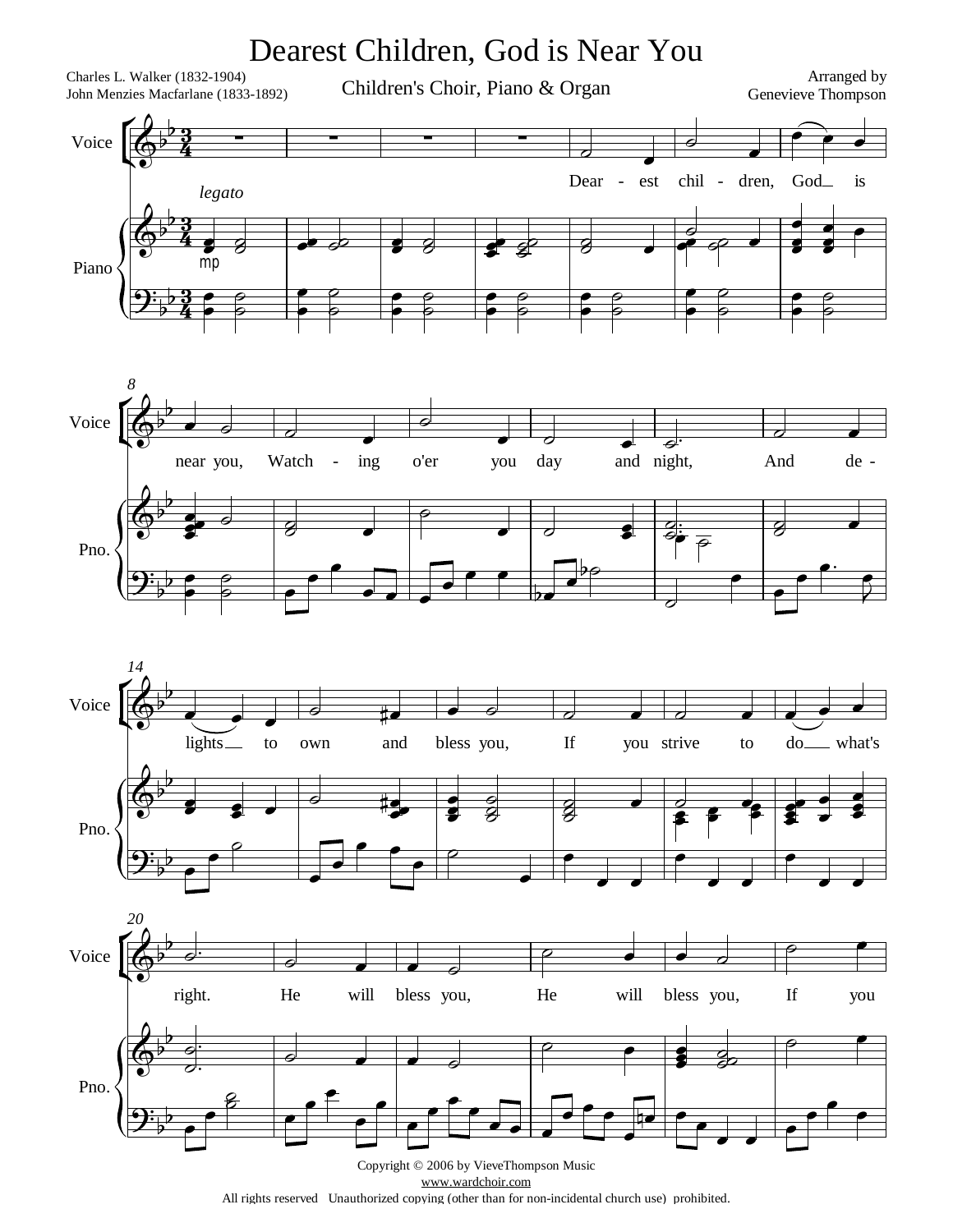# Dearest Children, God is Near You

Charles L. Walker (1832-1904)
John Menzies Macfarlane (1833-1892)

Children's Choir, Piano & Organ

Arranged by
Genevieve Thompson

Voice

Piano

*legato*

mp

Dear - est chil - dren, God is near you, Watch - ing o'er you day and night, And de - lights to own and bless you, If you strive to do what's right. He will bless you, He will bless you, If you

Copyright © 2006 by VieveThompson Music
www.wardchoir.com
All rights reserved Unauthorized copying (other than for non-incidental church use) prohibited.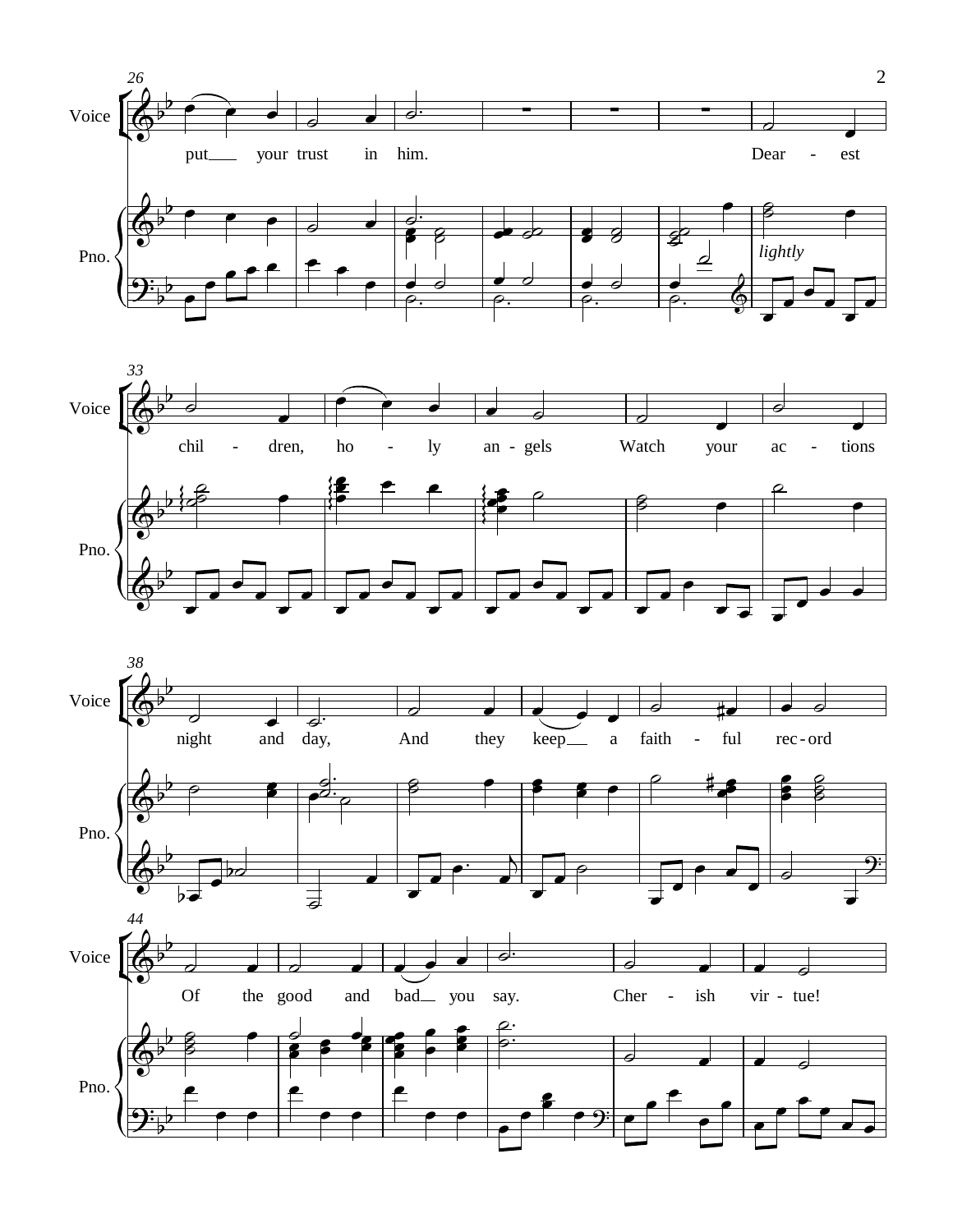26

Voice: put___ your trust in him. Dear - est

Pno. *lightly*

33

Voice: chil - dren, ho - ly an - gels Watch your ac - tions

38

Voice: night and day, And they keep___ a faith - ful rec - ord

44

Voice: Of the good and bad___ you say. Cher - ish vir - tue!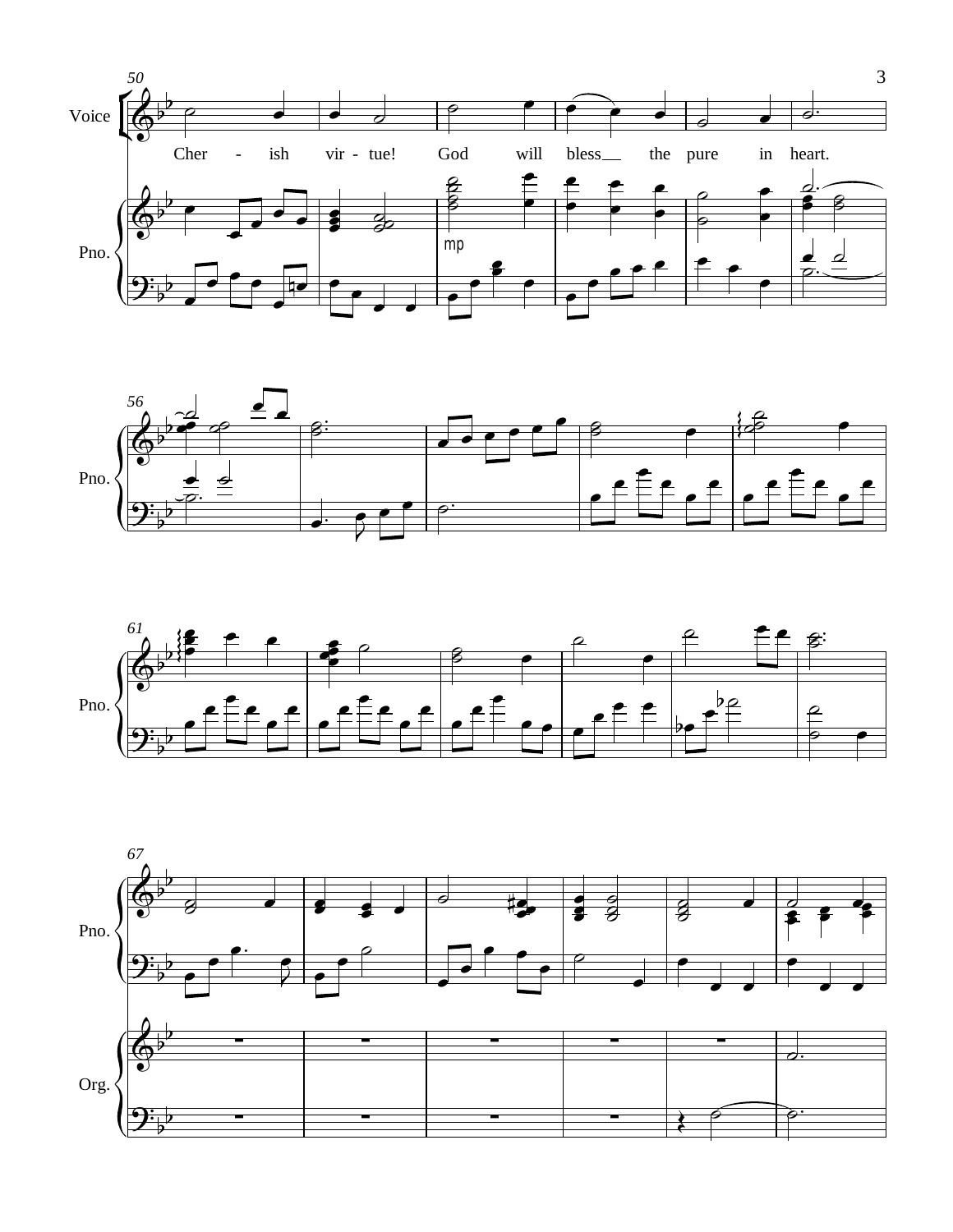Voice

Cher - ish vir - tue! God will bless the pure in heart.

Pno.

Org.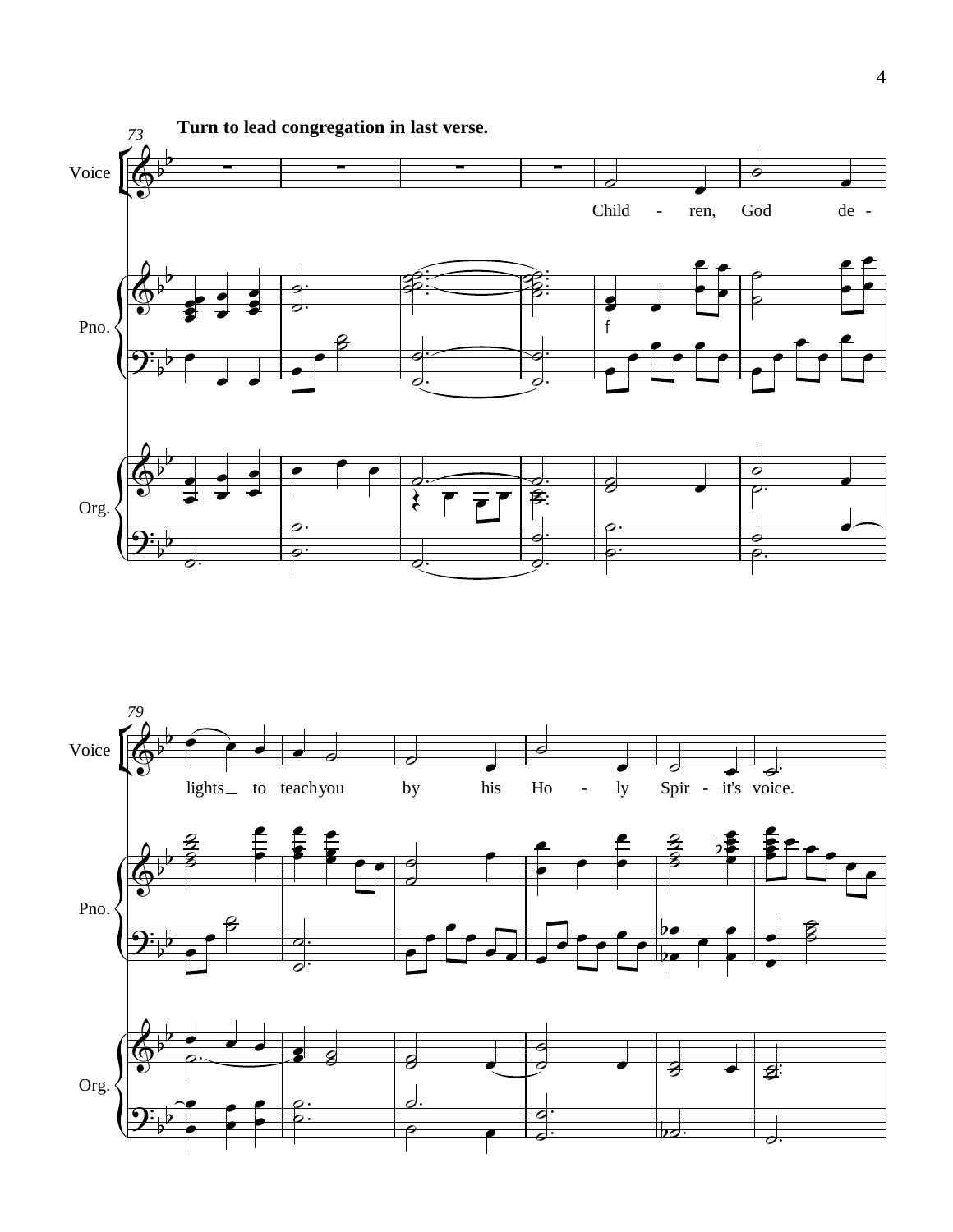**Turn to lead congregation in last verse.**

Children, God delights to teach you by his Holy Spirit's voice.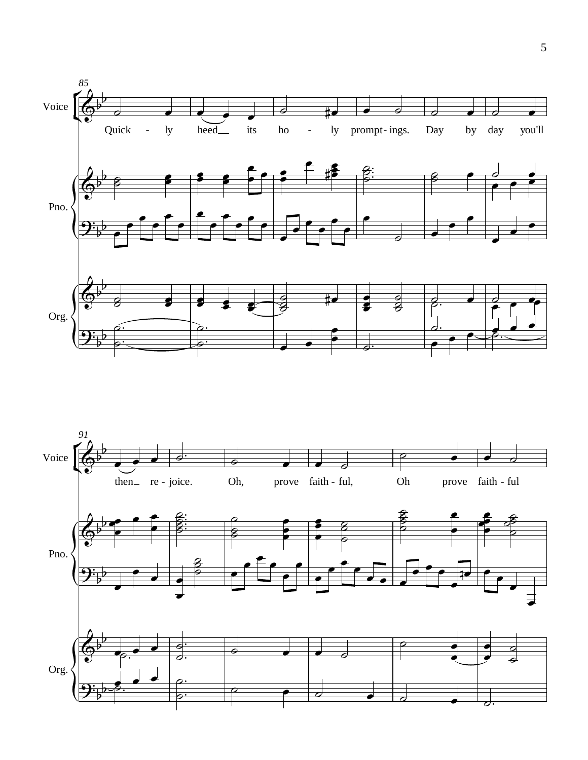85

Voice

Quick - ly heed its ho - ly prompt - ings. Day by day you'll

Pno.

Org.

91

Voice

then re - joice. Oh, prove faith - ful, Oh prove faith - ful

Pno.

Org.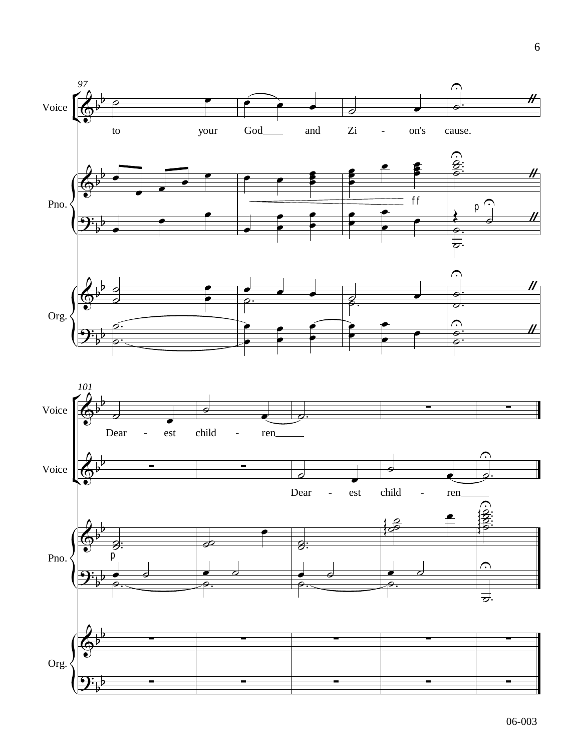97

Voice: to your God___ and Zi - on's cause.

Pno.

Org.

101

Voice: Dear - est child - ren_____

Voice: Dear - est child - ren_____

Pno.

Org.

06-003